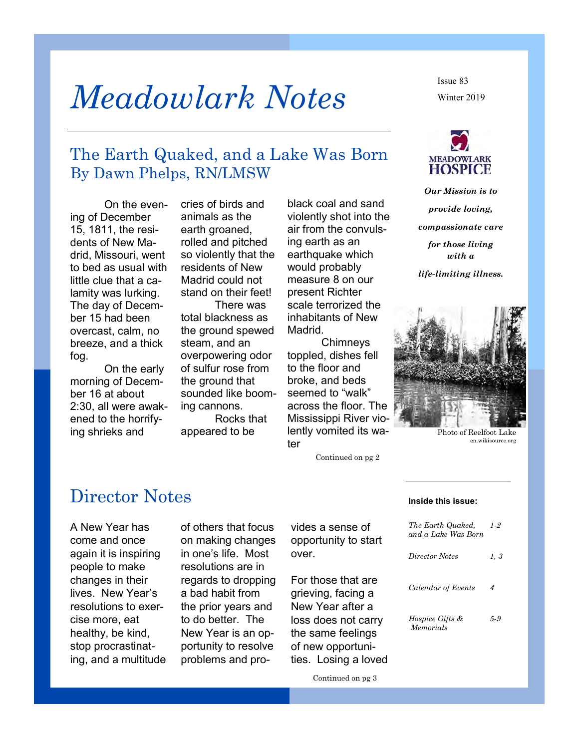# Meadowlark Notes

Issue 83

Winter 2019

## The Earth Quaked, and a Lake Was Born

By Dawn Phelps, RN/LMSW

On the evening of December 15, 1811, the residents of New Madrid, Missouri, went to bed as usual with little clue that a calamity was lurking. The day of December 15 had been overcast, calm, no breeze, and a thick fog.

On the early morning of December 16 at about 2:30, all were awakened to the horrifying shrieks and cries of birds and animals as the earth groaned, rolled and pitched so violently that the residents of New Madrid could not stand on their feet!

There was total blackness as the ground spewed steam, and an overpowering odor of sulfur rose from the ground that sounded like booming cannons.

Rocks that appeared to be black coal and sand violently shot into the air from the convulsing earth as an earthquake which would probably measure 8 on our present Richter scale terrorized the inhabitants of New Madrid.

Chimneys toppled, dishes fell to the floor and broke, and beds seemed to "walk" across the floor. The Mississippi River violently vomited its water

Continued on pg 2

MEADOWLARK HOSPICE

***Our Mission is to provide loving, compassionate care for those living with a life-limiting illness.***

Photo of Reelfoot Lake
en.wikisource.org

## Director Notes

A New Year has come and once again it is inspiring people to make changes in their lives. New Year's resolutions to exercise more, eat healthy, be kind, stop procrastinating, and a multitude of others that focus on making changes in one's life. Most resolutions are in regards to dropping a bad habit from the prior years and to do better. The New Year is an opportunity to resolve problems and provides a sense of opportunity to start over.

For those that are grieving, facing a New Year after a loss does not carry the same feelings of new opportunities. Losing a loved

Continued on pg 3

**Inside this issue:**

| | |
|---|---|
| *The Earth Quaked, and a Lake Was Born* | *1-2* |
| *Director Notes* | *1, 3* |
| *Calendar of Events* | *4* |
| *Hospice Gifts & Memorials* | *5-9* |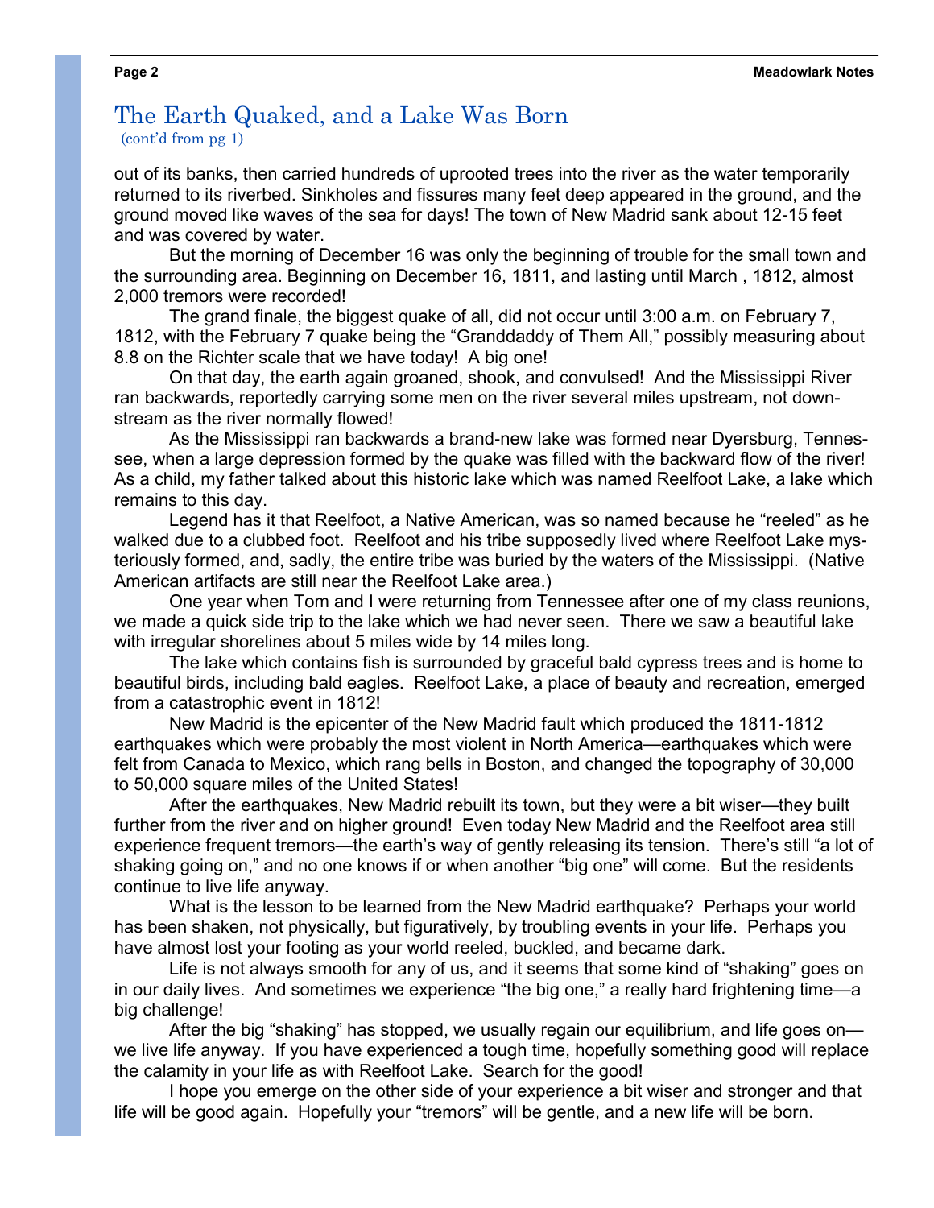## The Earth Quaked, and a Lake Was Born

(cont'd from pg 1)

out of its banks, then carried hundreds of uprooted trees into the river as the water temporarily returned to its riverbed. Sinkholes and fissures many feet deep appeared in the ground, and the ground moved like waves of the sea for days! The town of New Madrid sank about 12-15 feet and was covered by water.

But the morning of December 16 was only the beginning of trouble for the small town and the surrounding area. Beginning on December 16, 1811, and lasting until March , 1812, almost 2,000 tremors were recorded!

The grand finale, the biggest quake of all, did not occur until 3:00 a.m. on February 7, 1812, with the February 7 quake being the "Granddaddy of Them All," possibly measuring about 8.8 on the Richter scale that we have today! A big one!

On that day, the earth again groaned, shook, and convulsed! And the Mississippi River ran backwards, reportedly carrying some men on the river several miles upstream, not downstream as the river normally flowed!

As the Mississippi ran backwards a brand-new lake was formed near Dyersburg, Tennessee, when a large depression formed by the quake was filled with the backward flow of the river! As a child, my father talked about this historic lake which was named Reelfoot Lake, a lake which remains to this day.

Legend has it that Reelfoot, a Native American, was so named because he "reeled" as he walked due to a clubbed foot. Reelfoot and his tribe supposedly lived where Reelfoot Lake mysteriously formed, and, sadly, the entire tribe was buried by the waters of the Mississippi. (Native American artifacts are still near the Reelfoot Lake area.)

One year when Tom and I were returning from Tennessee after one of my class reunions, we made a quick side trip to the lake which we had never seen. There we saw a beautiful lake with irregular shorelines about 5 miles wide by 14 miles long.

The lake which contains fish is surrounded by graceful bald cypress trees and is home to beautiful birds, including bald eagles. Reelfoot Lake, a place of beauty and recreation, emerged from a catastrophic event in 1812!

New Madrid is the epicenter of the New Madrid fault which produced the 1811-1812 earthquakes which were probably the most violent in North America—earthquakes which were felt from Canada to Mexico, which rang bells in Boston, and changed the topography of 30,000 to 50,000 square miles of the United States!

After the earthquakes, New Madrid rebuilt its town, but they were a bit wiser—they built further from the river and on higher ground! Even today New Madrid and the Reelfoot area still experience frequent tremors—the earth's way of gently releasing its tension. There's still "a lot of shaking going on," and no one knows if or when another "big one" will come. But the residents continue to live life anyway.

What is the lesson to be learned from the New Madrid earthquake? Perhaps your world has been shaken, not physically, but figuratively, by troubling events in your life. Perhaps you have almost lost your footing as your world reeled, buckled, and became dark.

Life is not always smooth for any of us, and it seems that some kind of "shaking" goes on in our daily lives. And sometimes we experience "the big one," a really hard frightening time—a big challenge!

After the big "shaking" has stopped, we usually regain our equilibrium, and life goes on—we live life anyway. If you have experienced a tough time, hopefully something good will replace the calamity in your life as with Reelfoot Lake. Search for the good!

I hope you emerge on the other side of your experience a bit wiser and stronger and that life will be good again. Hopefully your "tremors" will be gentle, and a new life will be born.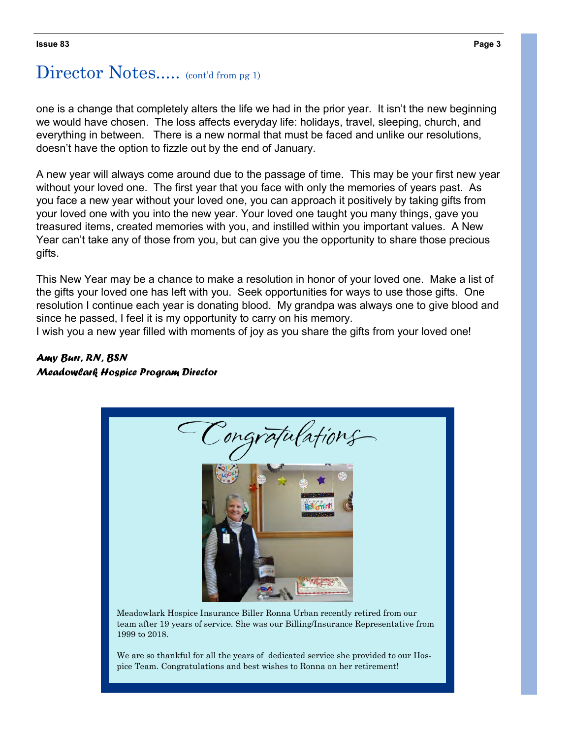## Director Notes..... (cont'd from pg 1)

one is a change that completely alters the life we had in the prior year. It isn't the new beginning we would have chosen. The loss affects everyday life: holidays, travel, sleeping, church, and everything in between. There is a new normal that must be faced and unlike our resolutions, doesn't have the option to fizzle out by the end of January.

A new year will always come around due to the passage of time. This may be your first new year without your loved one. The first year that you face with only the memories of years past. As you face a new year without your loved one, you can approach it positively by taking gifts from your loved one with you into the new year. Your loved one taught you many things, gave you treasured items, created memories with you, and instilled within you important values. A New Year can't take any of those from you, but can give you the opportunity to share those precious gifts.

This New Year may be a chance to make a resolution in honor of your loved one. Make a list of the gifts your loved one has left with you. Seek opportunities for ways to use those gifts. One resolution I continue each year is donating blood. My grandpa was always one to give blood and since he passed, I feel it is my opportunity to carry on his memory.
I wish you a new year filled with moments of joy as you share the gifts from your loved one!

***Amy Burr, RN, BSN***
***Meadowlark Hospice Program Director***

## Congratulations

Meadowlark Hospice Insurance Biller Ronna Urban recently retired from our team after 19 years of service. She was our Billing/Insurance Representative from 1999 to 2018.

We are so thankful for all the years of dedicated service she provided to our Hospice Team. Congratulations and best wishes to Ronna on her retirement!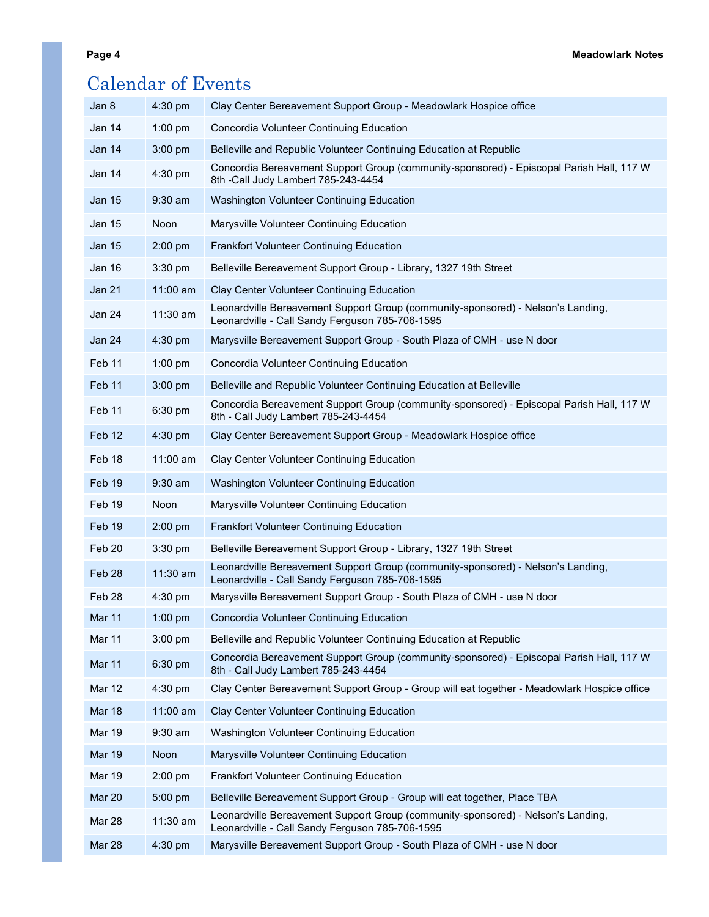# Calendar of Events

| | | |
|---|---|---|
| Jan 8 | 4:30 pm | Clay Center Bereavement Support Group - Meadowlark Hospice office |
| Jan 14 | 1:00 pm | Concordia Volunteer Continuing Education |
| Jan 14 | 3:00 pm | Belleville and Republic Volunteer Continuing Education at Republic |
| Jan 14 | 4:30 pm | Concordia Bereavement Support Group (community-sponsored) - Episcopal Parish Hall, 117 W 8th -Call Judy Lambert 785-243-4454 |
| Jan 15 | 9:30 am | Washington Volunteer Continuing Education |
| Jan 15 | Noon | Marysville Volunteer Continuing Education |
| Jan 15 | 2:00 pm | Frankfort Volunteer Continuing Education |
| Jan 16 | 3:30 pm | Belleville Bereavement Support Group - Library, 1327 19th Street |
| Jan 21 | 11:00 am | Clay Center Volunteer Continuing Education |
| Jan 24 | 11:30 am | Leonardville Bereavement Support Group (community-sponsored) - Nelson's Landing, Leonardville - Call Sandy Ferguson 785-706-1595 |
| Jan 24 | 4:30 pm | Marysville Bereavement Support Group - South Plaza of CMH - use N door |
| Feb 11 | 1:00 pm | Concordia Volunteer Continuing Education |
| Feb 11 | 3:00 pm | Belleville and Republic Volunteer Continuing Education at Belleville |
| Feb 11 | 6:30 pm | Concordia Bereavement Support Group (community-sponsored) - Episcopal Parish Hall, 117 W 8th - Call Judy Lambert 785-243-4454 |
| Feb 12 | 4:30 pm | Clay Center Bereavement Support Group - Meadowlark Hospice office |
| Feb 18 | 11:00 am | Clay Center Volunteer Continuing Education |
| Feb 19 | 9:30 am | Washington Volunteer Continuing Education |
| Feb 19 | Noon | Marysville Volunteer Continuing Education |
| Feb 19 | 2:00 pm | Frankfort Volunteer Continuing Education |
| Feb 20 | 3:30 pm | Belleville Bereavement Support Group - Library, 1327 19th Street |
| Feb 28 | 11:30 am | Leonardville Bereavement Support Group (community-sponsored) - Nelson's Landing, Leonardville - Call Sandy Ferguson 785-706-1595 |
| Feb 28 | 4:30 pm | Marysville Bereavement Support Group - South Plaza of CMH - use N door |
| Mar 11 | 1:00 pm | Concordia Volunteer Continuing Education |
| Mar 11 | 3:00 pm | Belleville and Republic Volunteer Continuing Education at Republic |
| Mar 11 | 6:30 pm | Concordia Bereavement Support Group (community-sponsored) - Episcopal Parish Hall, 117 W 8th - Call Judy Lambert 785-243-4454 |
| Mar 12 | 4:30 pm | Clay Center Bereavement Support Group - Group will eat together - Meadowlark Hospice office |
| Mar 18 | 11:00 am | Clay Center Volunteer Continuing Education |
| Mar 19 | 9:30 am | Washington Volunteer Continuing Education |
| Mar 19 | Noon | Marysville Volunteer Continuing Education |
| Mar 19 | 2:00 pm | Frankfort Volunteer Continuing Education |
| Mar 20 | 5:00 pm | Belleville Bereavement Support Group - Group will eat together, Place TBA |
| Mar 28 | 11:30 am | Leonardville Bereavement Support Group (community-sponsored) - Nelson's Landing, Leonardville - Call Sandy Ferguson 785-706-1595 |
| Mar 28 | 4:30 pm | Marysville Bereavement Support Group - South Plaza of CMH - use N door |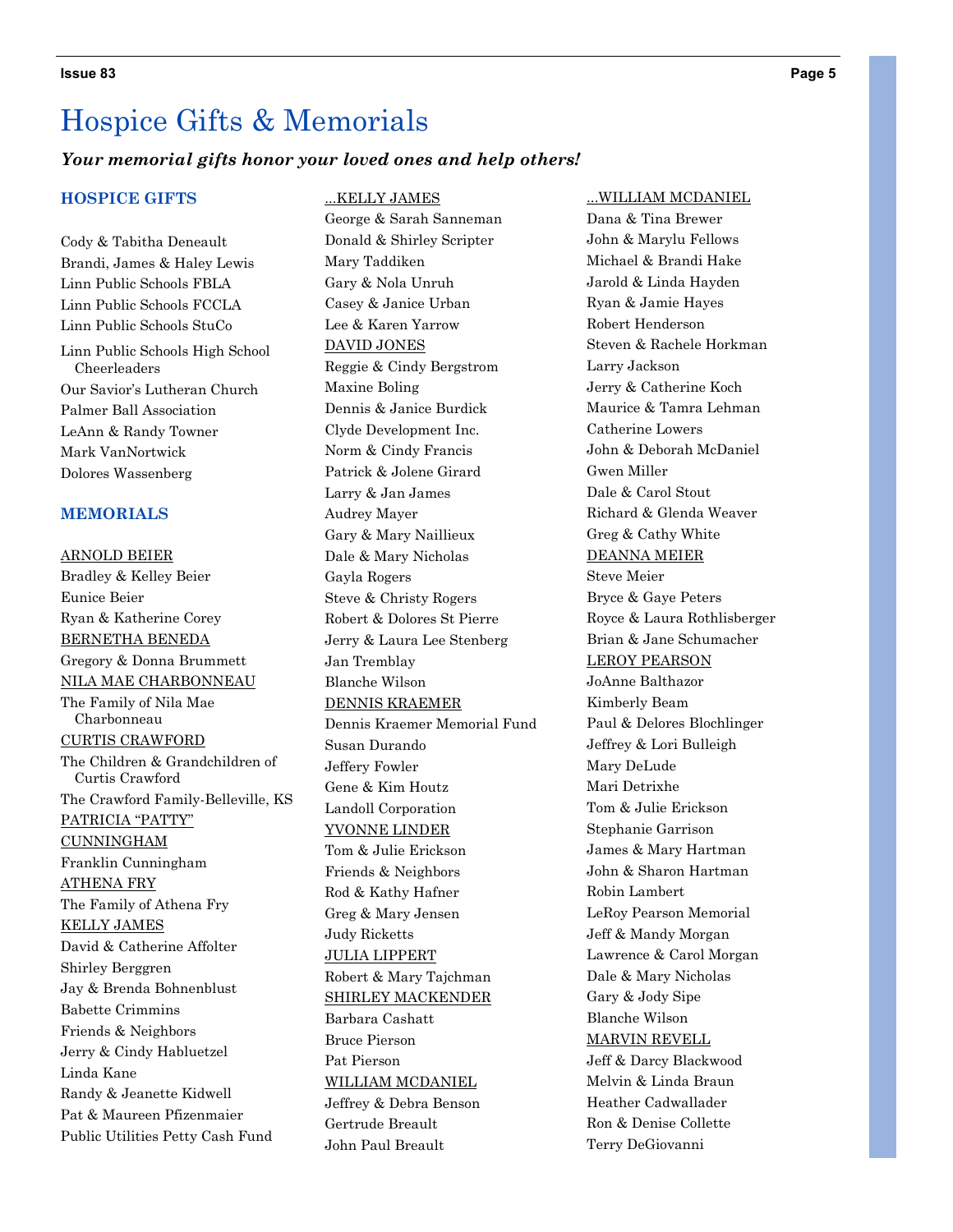# Hospice Gifts & Memorials

***Your memorial gifts honor your loved ones and help others!***

## HOSPICE GIFTS

Cody & Tabitha Deneault
Brandi, James & Haley Lewis
Linn Public Schools FBLA
Linn Public Schools FCCLA
Linn Public Schools StuCo
Linn Public Schools High School Cheerleaders
Our Savior's Lutheran Church
Palmer Ball Association
LeAnn & Randy Towner
Mark VanNortwick
Dolores Wassenberg

## MEMORIALS

<u>ARNOLD BEIER</u>
Bradley & Kelley Beier
Eunice Beier
Ryan & Katherine Corey

<u>BERNETHA BENEDA</u>
Gregory & Donna Brummett

<u>NILA MAE CHARBONNEAU</u>
The Family of Nila Mae Charbonneau

<u>CURTIS CRAWFORD</u>
The Children & Grandchildren of Curtis Crawford
The Crawford Family-Belleville, KS

<u>PATRICIA "PATTY" CUNNINGHAM</u>
Franklin Cunningham

<u>ATHENA FRY</u>
The Family of Athena Fry

<u>KELLY JAMES</u>
David & Catherine Affolter
Shirley Berggren
Jay & Brenda Bohnenblust
Babette Crimmins
Friends & Neighbors
Jerry & Cindy Hablutzel
Linda Kane
Randy & Jeanette Kidwell
Pat & Maureen Pfizenmaier
Public Utilities Petty Cash Fund

<u>...KELLY JAMES</u>
George & Sarah Sanneman
Donald & Shirley Scripter
Mary Taddiken
Gary & Nola Unruh
Casey & Janice Urban
Lee & Karen Yarrow

<u>DAVID JONES</u>
Reggie & Cindy Bergstrom
Maxine Boling
Dennis & Janice Burdick
Clyde Development Inc.
Norm & Cindy Francis
Patrick & Jolene Girard
Larry & Jan James
Audrey Mayer
Gary & Mary Naillieux
Dale & Mary Nicholas
Gayla Rogers
Steve & Christy Rogers
Robert & Dolores St Pierre
Jerry & Laura Lee Stenberg
Jan Tremblay
Blanche Wilson

<u>DENNIS KRAEMER</u>
Dennis Kraemer Memorial Fund
Susan Durando
Jeffery Fowler
Gene & Kim Houtz
Landoll Corporation

<u>YVONNE LINDER</u>
Tom & Julie Erickson
Friends & Neighbors
Rod & Kathy Hafner
Greg & Mary Jensen
Judy Ricketts

<u>JULIA LIPPERT</u>
Robert & Mary Tajchman

<u>SHIRLEY MACKENDER</u>
Barbara Cashatt
Bruce Pierson
Pat Pierson

<u>WILLIAM MCDANIEL</u>
Jeffrey & Debra Benson
Gertrude Breault
John Paul Breault

<u>...WILLIAM MCDANIEL</u>
Dana & Tina Brewer
John & Marylu Fellows
Michael & Brandi Hake
Jarold & Linda Hayden
Ryan & Jamie Hayes
Robert Henderson
Steven & Rachele Horkman
Larry Jackson
Jerry & Catherine Koch
Maurice & Tamra Lehman
Catherine Lowers
John & Deborah McDaniel
Gwen Miller
Dale & Carol Stout
Richard & Glenda Weaver
Greg & Cathy White

<u>DEANNA MEIER</u>
Steve Meier
Bryce & Gaye Peters
Royce & Laura Rothlisberger
Brian & Jane Schumacher

<u>LEROY PEARSON</u>
JoAnne Balthazor
Kimberly Beam
Paul & Delores Blochlinger
Jeffrey & Lori Bulleigh
Mary DeLude
Mari Detrixhe
Tom & Julie Erickson
Stephanie Garrison
James & Mary Hartman
John & Sharon Hartman
Robin Lambert
LeRoy Pearson Memorial
Jeff & Mandy Morgan
Lawrence & Carol Morgan
Dale & Mary Nicholas
Gary & Jody Sipe
Blanche Wilson

<u>MARVIN REVELL</u>
Jeff & Darcy Blackwood
Melvin & Linda Braun
Heather Cadwallader
Ron & Denise Collette
Terry DeGiovanni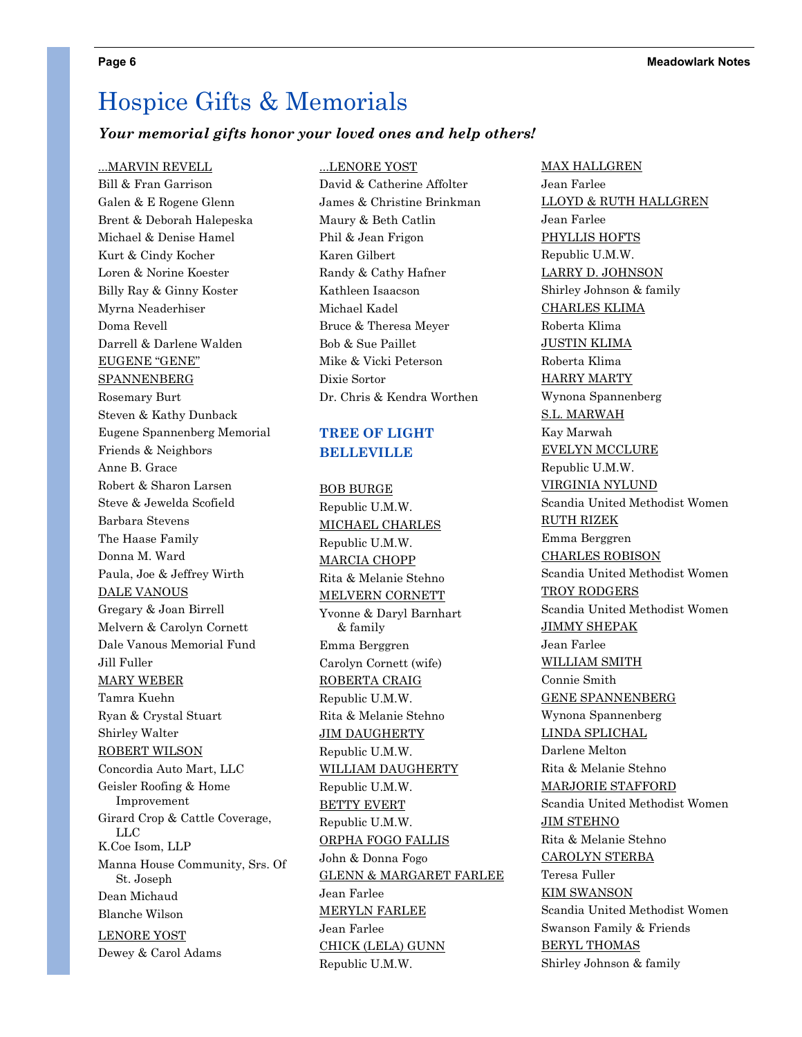// Hospice Gifts & Memorials

# Hospice Gifts & Memorials

***Your memorial gifts honor your loved ones and help others!***

...MARVIN REVELL
Bill & Fran Garrison
Galen & E Rogene Glenn
Brent & Deborah Halepeska
Michael & Denise Hamel
Kurt & Cindy Kocher
Loren & Norine Koester
Billy Ray & Ginny Koster
Myrna Neaderhiser
Doma Revell
Darrell & Darlene Walden

EUGENE "GENE" SPANNENBERG
Rosemary Burt
Steven & Kathy Dunback
Eugene Spannenberg Memorial
Friends & Neighbors
Anne B. Grace
Robert & Sharon Larsen
Steve & Jewelda Scofield
Barbara Stevens
The Haase Family
Donna M. Ward
Paula, Joe & Jeffrey Wirth

DALE VANOUS
Gregary & Joan Birrell
Melvern & Carolyn Cornett
Dale Vanous Memorial Fund
Jill Fuller

MARY WEBER
Tamra Kuehn
Ryan & Crystal Stuart
Shirley Walter

ROBERT WILSON
Concordia Auto Mart, LLC
Geisler Roofing & Home Improvement
Girard Crop & Cattle Coverage, LLC
K.Coe Isom, LLP
Manna House Community, Srs. Of St. Joseph
Dean Michaud
Blanche Wilson

LENORE YOST
Dewey & Carol Adams

...LENORE YOST
David & Catherine Affolter
James & Christine Brinkman
Maury & Beth Catlin
Phil & Jean Frigon
Karen Gilbert
Randy & Cathy Hafner
Kathleen Isaacson
Michael Kadel
Bruce & Theresa Meyer
Bob & Sue Paillet
Mike & Vicki Peterson
Dixie Sortor
Dr. Chris & Kendra Worthen

## TREE OF LIGHT BELLEVILLE

BOB BURGE
Republic U.M.W.

MICHAEL CHARLES
Republic U.M.W.

MARCIA CHOPP
Rita & Melanie Stehno

MELVERN CORNETT
Yvonne & Daryl Barnhart & family
Emma Berggren
Carolyn Cornett (wife)

ROBERTA CRAIG
Republic U.M.W.
Rita & Melanie Stehno

JIM DAUGHERTY
Republic U.M.W.

WILLIAM DAUGHERTY
Republic U.M.W.

BETTY EVERT
Republic U.M.W.

ORPHA FOGO FALLIS
John & Donna Fogo

GLENN & MARGARET FARLEE
Jean Farlee

MERYLN FARLEE
Jean Farlee

CHICK (LELA) GUNN
Republic U.M.W.

MAX HALLGREN
Jean Farlee

LLOYD & RUTH HALLGREN
Jean Farlee

PHYLLIS HOFTS
Republic U.M.W.

LARRY D. JOHNSON
Shirley Johnson & family

CHARLES KLIMA
Roberta Klima

JUSTIN KLIMA
Roberta Klima

HARRY MARTY
Wynona Spannenberg

S.L. MARWAH
Kay Marwah

EVELYN MCCLURE
Republic U.M.W.

VIRGINIA NYLUND
Scandia United Methodist Women

RUTH RIZEK
Emma Berggren

CHARLES ROBISON
Scandia United Methodist Women

TROY RODGERS
Scandia United Methodist Women

JIMMY SHEPAK
Jean Farlee

WILLIAM SMITH
Connie Smith

GENE SPANNENBERG
Wynona Spannenberg

LINDA SPLICHAL
Darlene Melton
Rita & Melanie Stehno

MARJORIE STAFFORD
Scandia United Methodist Women

JIM STEHNO
Rita & Melanie Stehno

CAROLYN STERBA
Teresa Fuller

KIM SWANSON
Scandia United Methodist Women
Swanson Family & Friends

BERYL THOMAS
Shirley Johnson & family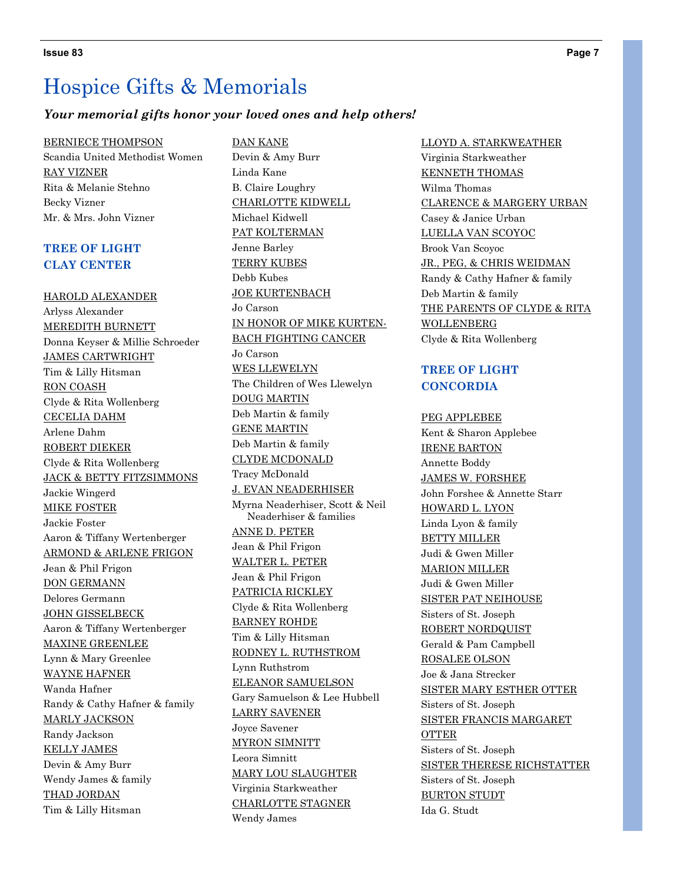# Hospice Gifts & Memorials

***Your memorial gifts honor your loved ones and help others!***

BERNIECE THOMPSON
Scandia United Methodist Women

RAY VIZNER
Rita & Melanie Stehno
Becky Vizner
Mr. & Mrs. John Vizner

## TREE OF LIGHT CLAY CENTER

HAROLD ALEXANDER
Arlyss Alexander

MEREDITH BURNETT
Donna Keyser & Millie Schroeder

JAMES CARTWRIGHT
Tim & Lilly Hitsman

RON COASH
Clyde & Rita Wollenberg

CECELIA DAHM
Arlene Dahm

ROBERT DIEKER
Clyde & Rita Wollenberg

JACK & BETTY FITZSIMMONS
Jackie Wingerd

MIKE FOSTER
Jackie Foster
Aaron & Tiffany Wertenberger

ARMOND & ARLENE FRIGON
Jean & Phil Frigon

DON GERMANN
Delores Germann

JOHN GISSELBECK
Aaron & Tiffany Wertenberger

MAXINE GREENLEE
Lynn & Mary Greenlee

WAYNE HAFNER
Wanda Hafner
Randy & Cathy Hafner & family

MARLY JACKSON
Randy Jackson

KELLY JAMES
Devin & Amy Burr
Wendy James & family

THAD JORDAN
Tim & Lilly Hitsman

DAN KANE
Devin & Amy Burr
Linda Kane
B. Claire Loughry

CHARLOTTE KIDWELL
Michael Kidwell

PAT KOLTERMAN
Jenne Barley

TERRY KUBES
Debb Kubes

JOE KURTENBACH
Jo Carson

IN HONOR OF MIKE KURTENBACH FIGHTING CANCER
Jo Carson

WES LLEWELYN
The Children of Wes Llewelyn

DOUG MARTIN
Deb Martin & family

GENE MARTIN
Deb Martin & family

CLYDE MCDONALD
Tracy McDonald

J. EVAN NEADERHISER
Myrna Neaderhiser, Scott & Neil Neaderhiser & families

ANNE D. PETER
Jean & Phil Frigon

WALTER L. PETER
Jean & Phil Frigon

PATRICIA RICKLEY
Clyde & Rita Wollenberg

BARNEY ROHDE
Tim & Lilly Hitsman

RODNEY L. RUTHSTROM
Lynn Ruthstrom

ELEANOR SAMUELSON
Gary Samuelson & Lee Hubbell

LARRY SAVENER
Joyce Savener

MYRON SIMNITT
Leora Simnitt

MARY LOU SLAUGHTER
Virginia Starkweather

CHARLOTTE STAGNER
Wendy James

LLOYD A. STARKWEATHER
Virginia Starkweather

KENNETH THOMAS
Wilma Thomas

CLARENCE & MARGERY URBAN
Casey & Janice Urban

LUELLA VAN SCOYOC
Brook Van Scoyoc

JR., PEG, & CHRIS WEIDMAN
Randy & Cathy Hafner & family
Deb Martin & family

THE PARENTS OF CLYDE & RITA WOLLENBERG
Clyde & Rita Wollenberg

## TREE OF LIGHT CONCORDIA

PEG APPLEBEE
Kent & Sharon Applebee

IRENE BARTON
Annette Boddy

JAMES W. FORSHEE
John Forshee & Annette Starr

HOWARD L. LYON
Linda Lyon & family

BETTY MILLER
Judi & Gwen Miller

MARION MILLER
Judi & Gwen Miller

SISTER PAT NEIHOUSE
Sisters of St. Joseph

ROBERT NORDQUIST
Gerald & Pam Campbell

ROSALEE OLSON
Joe & Jana Strecker

SISTER MARY ESTHER OTTER
Sisters of St. Joseph

SISTER FRANCIS MARGARET OTTER
Sisters of St. Joseph

SISTER THERESE RICHSTATTER
Sisters of St. Joseph

BURTON STUDT
Ida G. Studt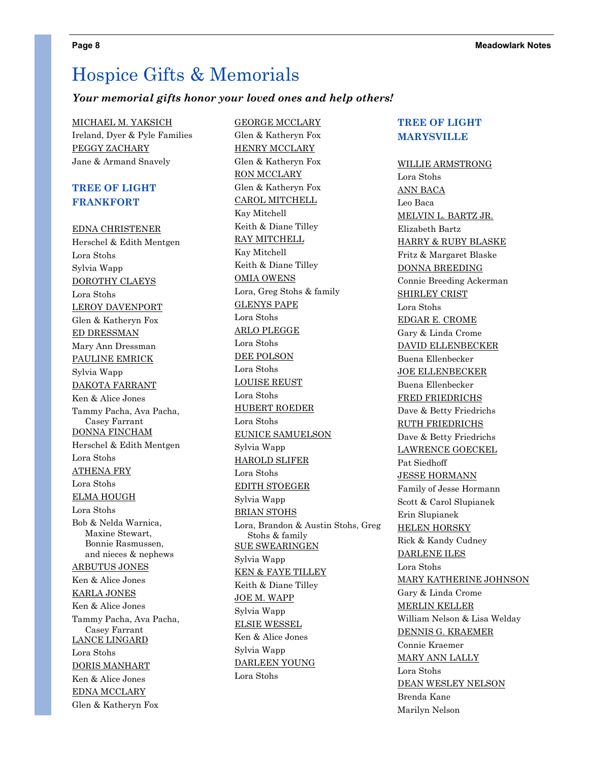# Hospice Gifts & Memorials

***Your memorial gifts honor your loved ones and help others!***

MICHAEL M. YAKSICH
Ireland, Dyer & Pyle Families

PEGGY ZACHARY
Jane & Armand Snavely

## TREE OF LIGHT FRANKFORT

EDNA CHRISTENER
Herschel & Edith Mentgen
Lora Stohs
Sylvia Wapp

DOROTHY CLAEYS
Lora Stohs

LEROY DAVENPORT
Glen & Katheryn Fox

ED DRESSMAN
Mary Ann Dressman

PAULINE EMRICK
Sylvia Wapp

DAKOTA FARRANT
Ken & Alice Jones
Tammy Pacha, Ava Pacha, Casey Farrant

DONNA FINCHAM
Herschel & Edith Mentgen
Lora Stohs

ATHENA FRY
Lora Stohs

ELMA HOUGH
Lora Stohs
Bob & Nelda Warnica, Maxine Stewart, Bonnie Rasmussen, and nieces & nephews

ARBUTUS JONES
Ken & Alice Jones

KARLA JONES
Ken & Alice Jones
Tammy Pacha, Ava Pacha, Casey Farrant

LANCE LINGARD
Lora Stohs

DORIS MANHART
Ken & Alice Jones

EDNA MCCLARY
Glen & Katheryn Fox

GEORGE MCCLARY
Glen & Katheryn Fox

HENRY MCCLARY
Glen & Katheryn Fox

RON MCCLARY
Glen & Katheryn Fox

CAROL MITCHELL
Kay Mitchell
Keith & Diane Tilley

RAY MITCHELL
Kay Mitchell
Keith & Diane Tilley

OMIA OWENS
Lora, Greg Stohs & family

GLENYS PAPE
Lora Stohs

ARLO PLEGGE
Lora Stohs

DEE POLSON
Lora Stohs

LOUISE REUST
Lora Stohs

HUBERT ROEDER
Lora Stohs

EUNICE SAMUELSON
Sylvia Wapp

HAROLD SLIFER
Lora Stohs

EDITH STOEGER
Sylvia Wapp

BRIAN STOHS
Lora, Brandon & Austin Stohs, Greg Stohs & family

SUE SWEARINGEN
Sylvia Wapp

KEN & FAYE TILLEY
Keith & Diane Tilley

JOE M. WAPP
Sylvia Wapp

ELSIE WESSEL
Ken & Alice Jones
Sylvia Wapp

DARLEEN YOUNG
Lora Stohs

## TREE OF LIGHT MARYSVILLE

WILLIE ARMSTRONG
Lora Stohs

ANN BACA
Leo Baca

MELVIN L. BARTZ JR.
Elizabeth Bartz

HARRY & RUBY BLASKE
Fritz & Margaret Blaske

DONNA BREEDING
Connie Breeding Ackerman

SHIRLEY CRIST
Lora Stohs

EDGAR E. CROME
Gary & Linda Crome

DAVID ELLENBECKER
Buena Ellenbecker

JOE ELLENBECKER
Buena Ellenbecker

FRED FRIEDRICHS
Dave & Betty Friedrichs

RUTH FRIEDRICHS
Dave & Betty Friedrichs

LAWRENCE GOECKEL
Pat Siedhoff

JESSE HORMANN
Family of Jesse Hormann
Scott & Carol Slupianek
Erin Slupianek

HELEN HORSKY
Rick & Kandy Cudney

DARLENE ILES
Lora Stohs

MARY KATHERINE JOHNSON
Gary & Linda Crome

MERLIN KELLER
William Nelson & Lisa Welday

DENNIS G. KRAEMER
Connie Kraemer

MARY ANN LALLY
Lora Stohs

DEAN WESLEY NELSON
Brenda Kane
Marilyn Nelson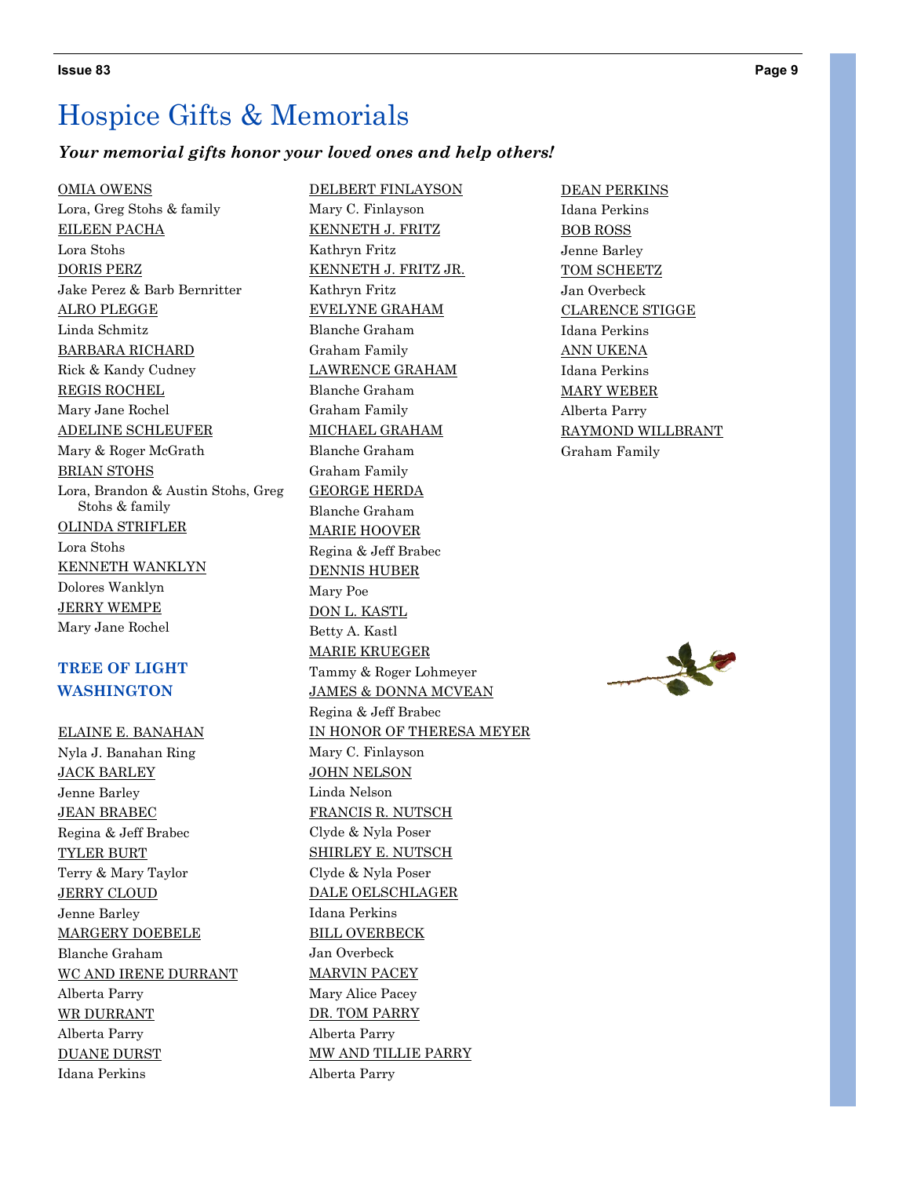# Hospice Gifts & Memorials

***Your memorial gifts honor your loved ones and help others!***

OMIA OWENS
Lora, Greg Stohs & family

EILEEN PACHA
Lora Stohs

DORIS PERZ
Jake Perez & Barb Bernritter

ALRO PLEGGE
Linda Schmitz

BARBARA RICHARD
Rick & Kandy Cudney

REGIS ROCHEL
Mary Jane Rochel

ADELINE SCHLEUFER
Mary & Roger McGrath

BRIAN STOHS
Lora, Brandon & Austin Stohs, Greg Stohs & family

OLINDA STRIFLER
Lora Stohs

KENNETH WANKLYN
Dolores Wanklyn

JERRY WEMPE
Mary Jane Rochel

## TREE OF LIGHT WASHINGTON

ELAINE E. BANAHAN
Nyla J. Banahan Ring

JACK BARLEY
Jenne Barley

JEAN BRABEC
Regina & Jeff Brabec

TYLER BURT
Terry & Mary Taylor

JERRY CLOUD
Jenne Barley

MARGERY DOEBELE
Blanche Graham

WC AND IRENE DURRANT
Alberta Parry

WR DURRANT
Alberta Parry

DUANE DURST
Idana Perkins

DELBERT FINLAYSON
Mary C. Finlayson

KENNETH J. FRITZ
Kathryn Fritz

KENNETH J. FRITZ JR.
Kathryn Fritz

EVELYNE GRAHAM
Blanche Graham
Graham Family

LAWRENCE GRAHAM
Blanche Graham
Graham Family

MICHAEL GRAHAM
Blanche Graham
Graham Family

GEORGE HERDA
Blanche Graham

MARIE HOOVER
Regina & Jeff Brabec

DENNIS HUBER
Mary Poe

DON L. KASTL
Betty A. Kastl

MARIE KRUEGER
Tammy & Roger Lohmeyer

JAMES & DONNA MCVEAN
Regina & Jeff Brabec

IN HONOR OF THERESA MEYER
Mary C. Finlayson

JOHN NELSON
Linda Nelson

FRANCIS R. NUTSCH
Clyde & Nyla Poser

SHIRLEY E. NUTSCH
Clyde & Nyla Poser

DALE OELSCHLAGER
Idana Perkins

BILL OVERBECK
Jan Overbeck

MARVIN PACEY
Mary Alice Pacey

DR. TOM PARRY
Alberta Parry

MW AND TILLIE PARRY
Alberta Parry

DEAN PERKINS
Idana Perkins

BOB ROSS
Jenne Barley

TOM SCHEETZ
Jan Overbeck

CLARENCE STIGGE
Idana Perkins

ANN UKENA
Idana Perkins

MARY WEBER
Alberta Parry

RAYMOND WILLBRANT
Graham Family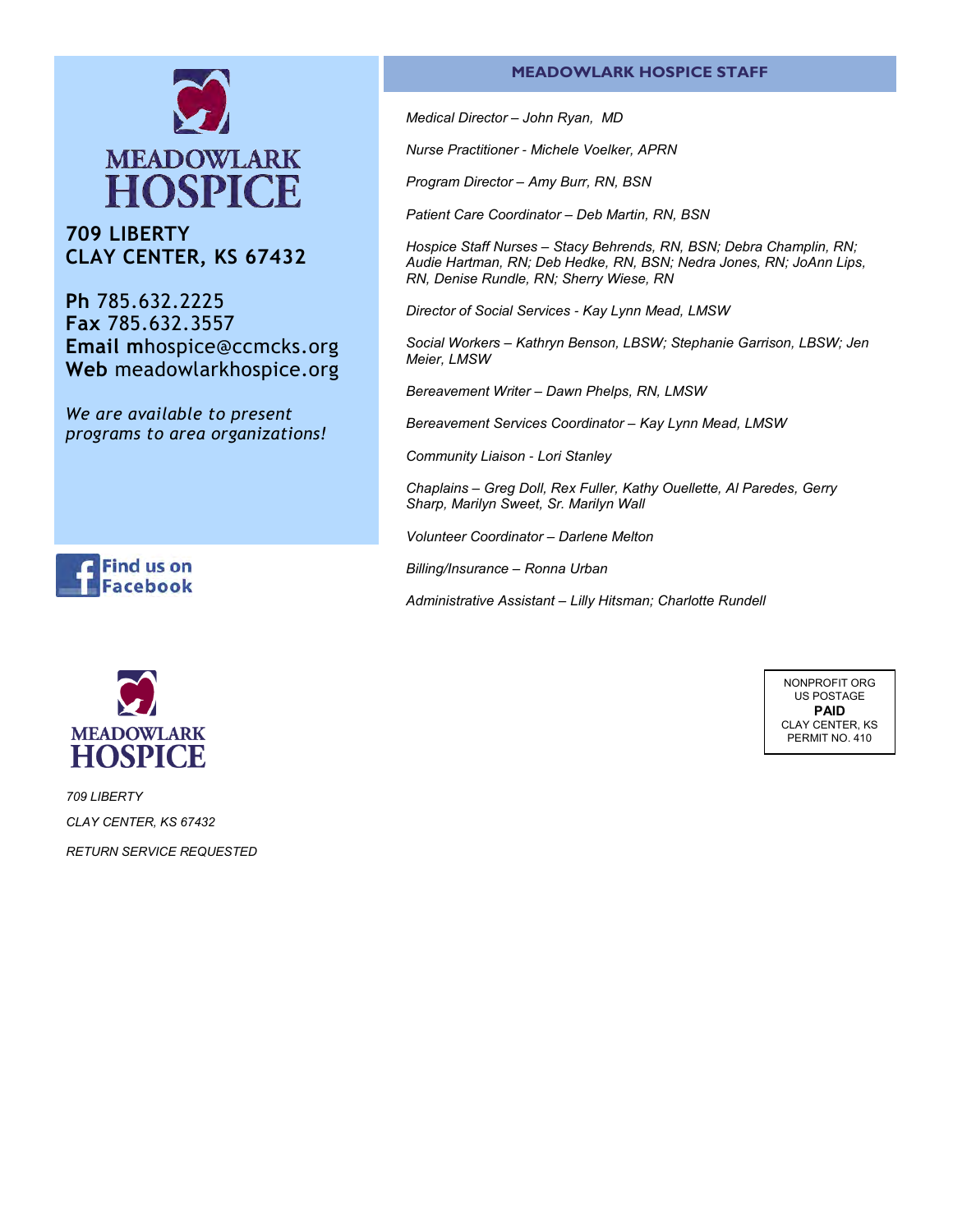MEADOWLARK
HOSPICE

**709 LIBERTY**
**CLAY CENTER, KS 67432**

**Ph** 785.632.2225
**Fax** 785.632.3557
**Email m**hospice@ccmcks.org
**Web** meadowlarkhospice.org

*We are available to present programs to area organizations!*

Find us on Facebook

## MEADOWLARK HOSPICE STAFF

*Medical Director – John Ryan, MD*

*Nurse Practitioner - Michele Voelker, APRN*

*Program Director – Amy Burr, RN, BSN*

*Patient Care Coordinator – Deb Martin, RN, BSN*

*Hospice Staff Nurses – Stacy Behrends, RN, BSN; Debra Champlin, RN; Audie Hartman, RN; Deb Hedke, RN, BSN; Nedra Jones, RN; JoAnn Lips, RN, Denise Rundle, RN; Sherry Wiese, RN*

*Director of Social Services - Kay Lynn Mead, LMSW*

*Social Workers – Kathryn Benson, LBSW; Stephanie Garrison, LBSW; Jen Meier, LMSW*

*Bereavement Writer – Dawn Phelps, RN, LMSW*

*Bereavement Services Coordinator – Kay Lynn Mead, LMSW*

*Community Liaison - Lori Stanley*

*Chaplains – Greg Doll, Rex Fuller, Kathy Ouellette, Al Paredes, Gerry Sharp, Marilyn Sweet, Sr. Marilyn Wall*

*Volunteer Coordinator – Darlene Melton*

*Billing/Insurance – Ronna Urban*

*Administrative Assistant – Lilly Hitsman; Charlotte Rundell*

MEADOWLARK
HOSPICE

*709 LIBERTY*

*CLAY CENTER, KS 67432*

*RETURN SERVICE REQUESTED*

NONPROFIT ORG
US POSTAGE
**PAID**
CLAY CENTER, KS
PERMIT NO. 410